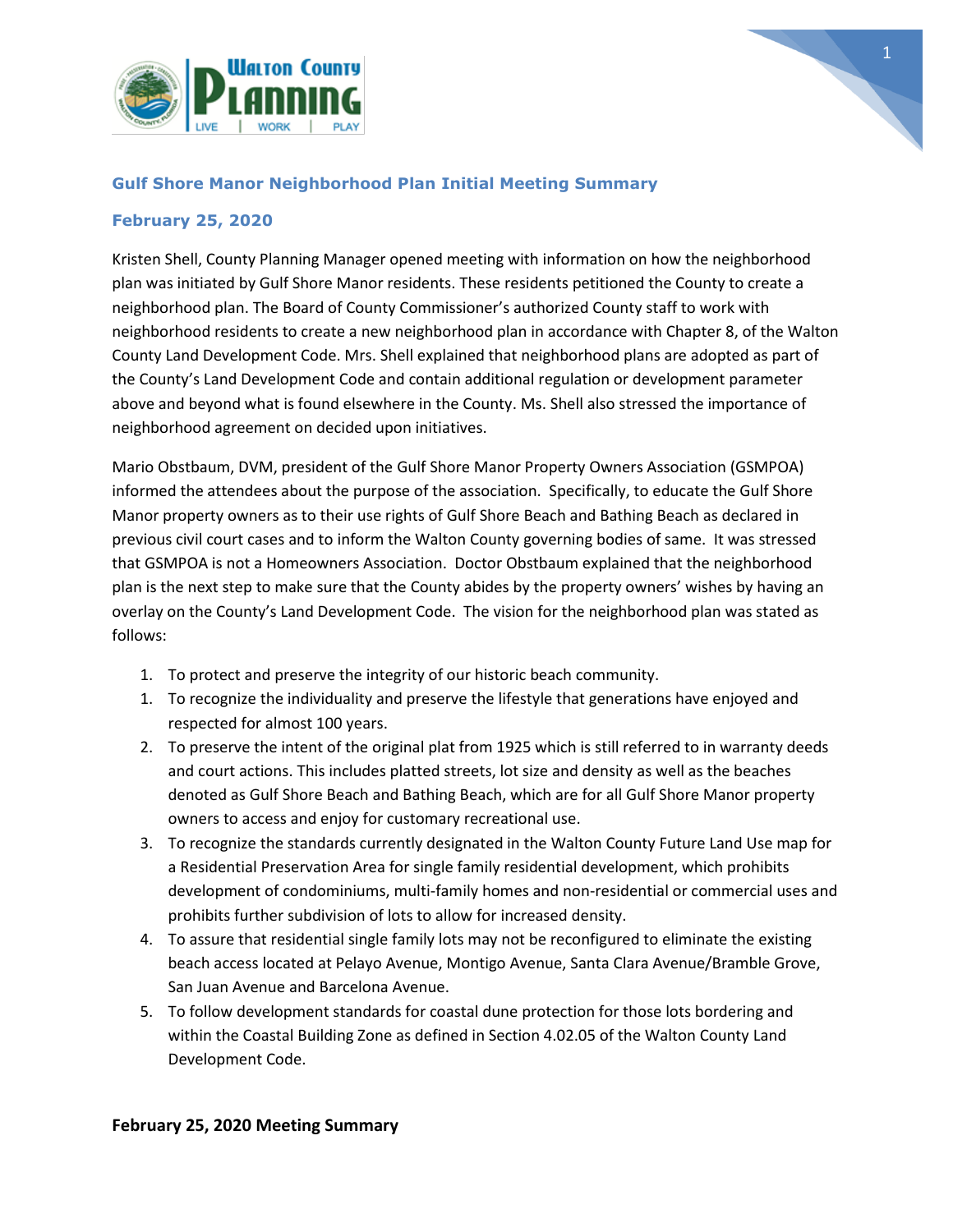## Gulf Shore Manor Neighborhood Plan Initial Meeting Summary

## February 25, 2020

Kristen Shell, County Planning Manager opened meeting with information on how the neighborhood plan was initiated by Gulf Shore Manor residents. These residents petitioned the County to create a neighborhood plan. The Board of County Commissioner's authorized County staff to work with neighborhood residents to create a new neighborhood plan in accordance with Chapter 8, of the Walton County Land Development Code. Mrs. Shell explained that neighborhood plans are adopted as part of the County's Land Development Code and contain additional regulation or development parameter above and beyond what is found elsewhere in the County. Ms. Shell also stressed the importance of neighborhood agreement on decided upon initiatives.

Mario Obstbaum, DVM, president of the Gulf Shore Manor Property Owners Association (GSMPOA) informed the attendees about the purpose of the association. Specifically, to educate the Gulf Shore Manor property owners as to their use rights of Gulf Shore Beach and Bathing Beach as declared in previous civil court cases and to inform the Walton County governing bodies of same. It was stressed that GSMPOA is not a Homeowners Association. Doctor Obstbaum explained that the neighborhood plan is the next step to make sure that the County abides by the property owners' wishes by having an overlay on the County's Land Development Code. The vision for the neighborhood plan was stated as follows:

1. To protect and preserve the integrity of our historic beach community.
1. To recognize the individuality and preserve the lifestyle that generations have enjoyed and respected for almost 100 years.
2. To preserve the intent of the original plat from 1925 which is still referred to in warranty deeds and court actions. This includes platted streets, lot size and density as well as the beaches denoted as Gulf Shore Beach and Bathing Beach, which are for all Gulf Shore Manor property owners to access and enjoy for customary recreational use.
3. To recognize the standards currently designated in the Walton County Future Land Use map for a Residential Preservation Area for single family residential development, which prohibits development of condominiums, multi-family homes and non-residential or commercial uses and prohibits further subdivision of lots to allow for increased density.
4. To assure that residential single family lots may not be reconfigured to eliminate the existing beach access located at Pelayo Avenue, Montigo Avenue, Santa Clara Avenue/Bramble Grove, San Juan Avenue and Barcelona Avenue.
5. To follow development standards for coastal dune protection for those lots bordering and within the Coastal Building Zone as defined in Section 4.02.05 of the Walton County Land Development Code.

**February 25, 2020 Meeting Summary**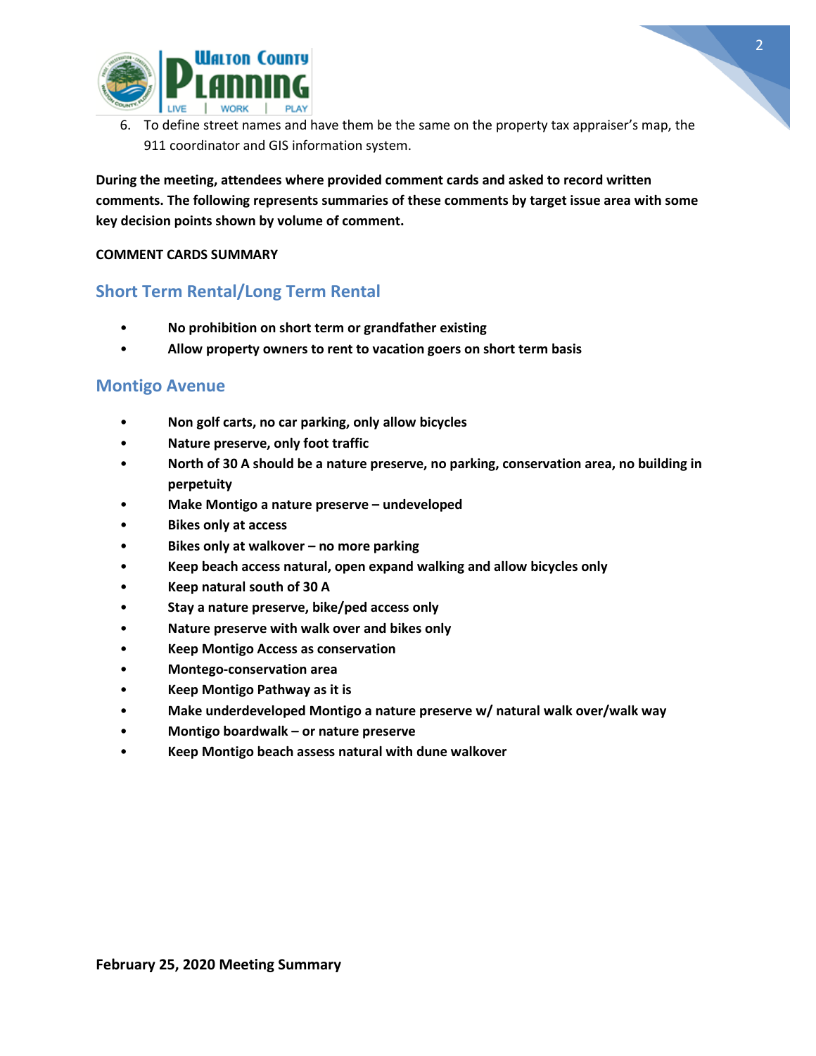6. To define street names and have them be the same on the property tax appraiser's map, the 911 coordinator and GIS information system.

**During the meeting, attendees where provided comment cards and asked to record written comments. The following represents summaries of these comments by target issue area with some key decision points shown by volume of comment.**

**COMMENT CARDS SUMMARY**

## Short Term Rental/Long Term Rental

- **No prohibition on short term or grandfather existing**
- **Allow property owners to rent to vacation goers on short term basis**

## Montigo Avenue

- **Non golf carts, no car parking, only allow bicycles**
- **Nature preserve, only foot traffic**
- **North of 30 A should be a nature preserve, no parking, conservation area, no building in perpetuity**
- **Make Montigo a nature preserve – undeveloped**
- **Bikes only at access**
- **Bikes only at walkover – no more parking**
- **Keep beach access natural, open expand walking and allow bicycles only**
- **Keep natural south of 30 A**
- **Stay a nature preserve, bike/ped access only**
- **Nature preserve with walk over and bikes only**
- **Keep Montigo Access as conservation**
- **Montego-conservation area**
- **Keep Montigo Pathway as it is**
- **Make underdeveloped Montigo a nature preserve w/ natural walk over/walk way**
- **Montigo boardwalk – or nature preserve**
- **Keep Montigo beach assess natural with dune walkover**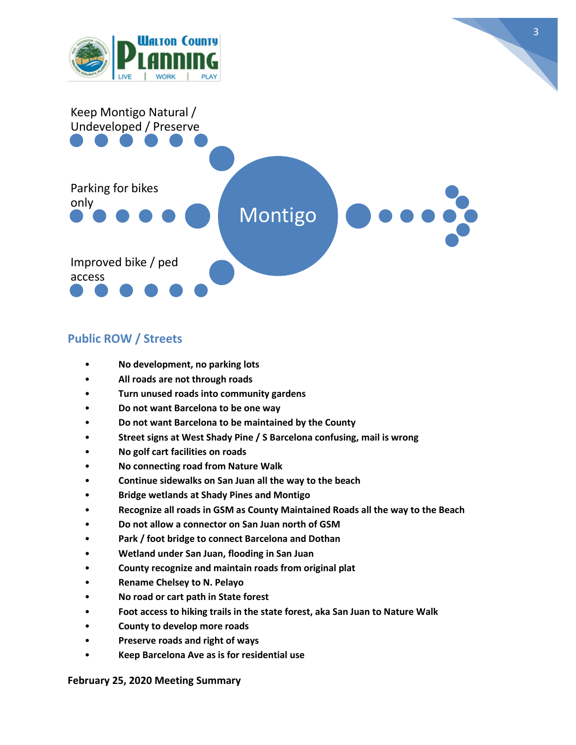Keep Montigo Natural / Undeveloped / Preserve

Parking for bikes only

Improved bike / ped access

Montigo

## Public ROW / Streets

- **No development, no parking lots**
- **All roads are not through roads**
- **Turn unused roads into community gardens**
- **Do not want Barcelona to be one way**
- **Do not want Barcelona to be maintained by the County**
- **Street signs at West Shady Pine / S Barcelona confusing, mail is wrong**
- **No golf cart facilities on roads**
- **No connecting road from Nature Walk**
- **Continue sidewalks on San Juan all the way to the beach**
- **Bridge wetlands at Shady Pines and Montigo**
- **Recognize all roads in GSM as County Maintained Roads all the way to the Beach**
- **Do not allow a connector on San Juan north of GSM**
- **Park / foot bridge to connect Barcelona and Dothan**
- **Wetland under San Juan, flooding in San Juan**
- **County recognize and maintain roads from original plat**
- **Rename Chelsey to N. Pelayo**
- **No road or cart path in State forest**
- **Foot access to hiking trails in the state forest, aka San Juan to Nature Walk**
- **County to develop more roads**
- **Preserve roads and right of ways**
- **Keep Barcelona Ave as is for residential use**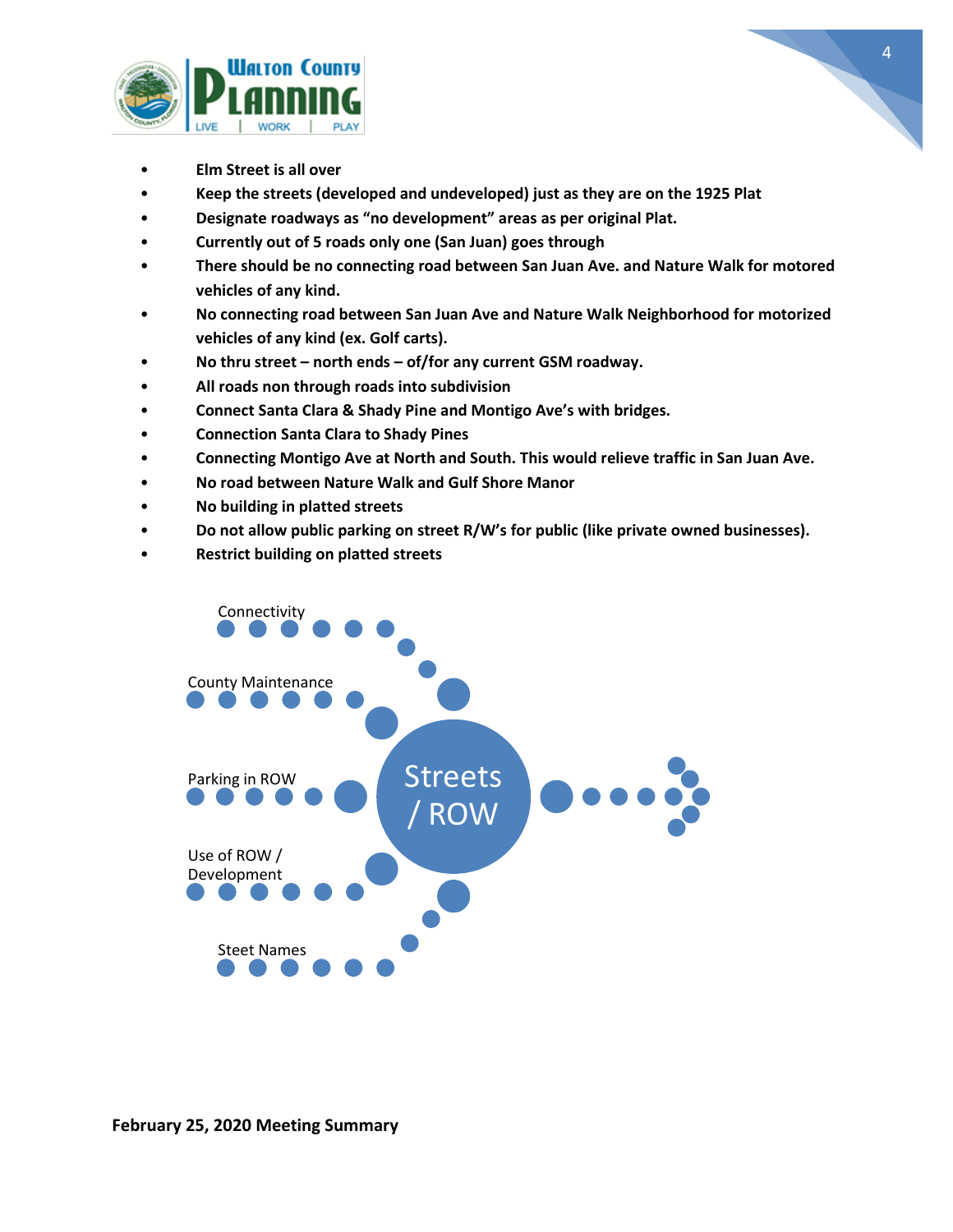- **Elm Street is all over**
- **Keep the streets (developed and undeveloped) just as they are on the 1925 Plat**
- **Designate roadways as "no development" areas as per original Plat.**
- **Currently out of 5 roads only one (San Juan) goes through**
- **There should be no connecting road between San Juan Ave. and Nature Walk for motored vehicles of any kind.**
- **No connecting road between San Juan Ave and Nature Walk Neighborhood for motorized vehicles of any kind (ex. Golf carts).**
- **No thru street – north ends – of/for any current GSM roadway.**
- **All roads non through roads into subdivision**
- **Connect Santa Clara & Shady Pine and Montigo Ave's with bridges.**
- **Connection Santa Clara to Shady Pines**
- **Connecting Montigo Ave at North and South. This would relieve traffic in San Juan Ave.**
- **No road between Nature Walk and Gulf Shore Manor**
- **No building in platted streets**
- **Do not allow public parking on street R/W's for public (like private owned businesses).**
- **Restrict building on platted streets**

Connectivity

County Maintenance

Parking in ROW

Use of ROW / Development

Steet Names

Streets / ROW

**February 25, 2020 Meeting Summary**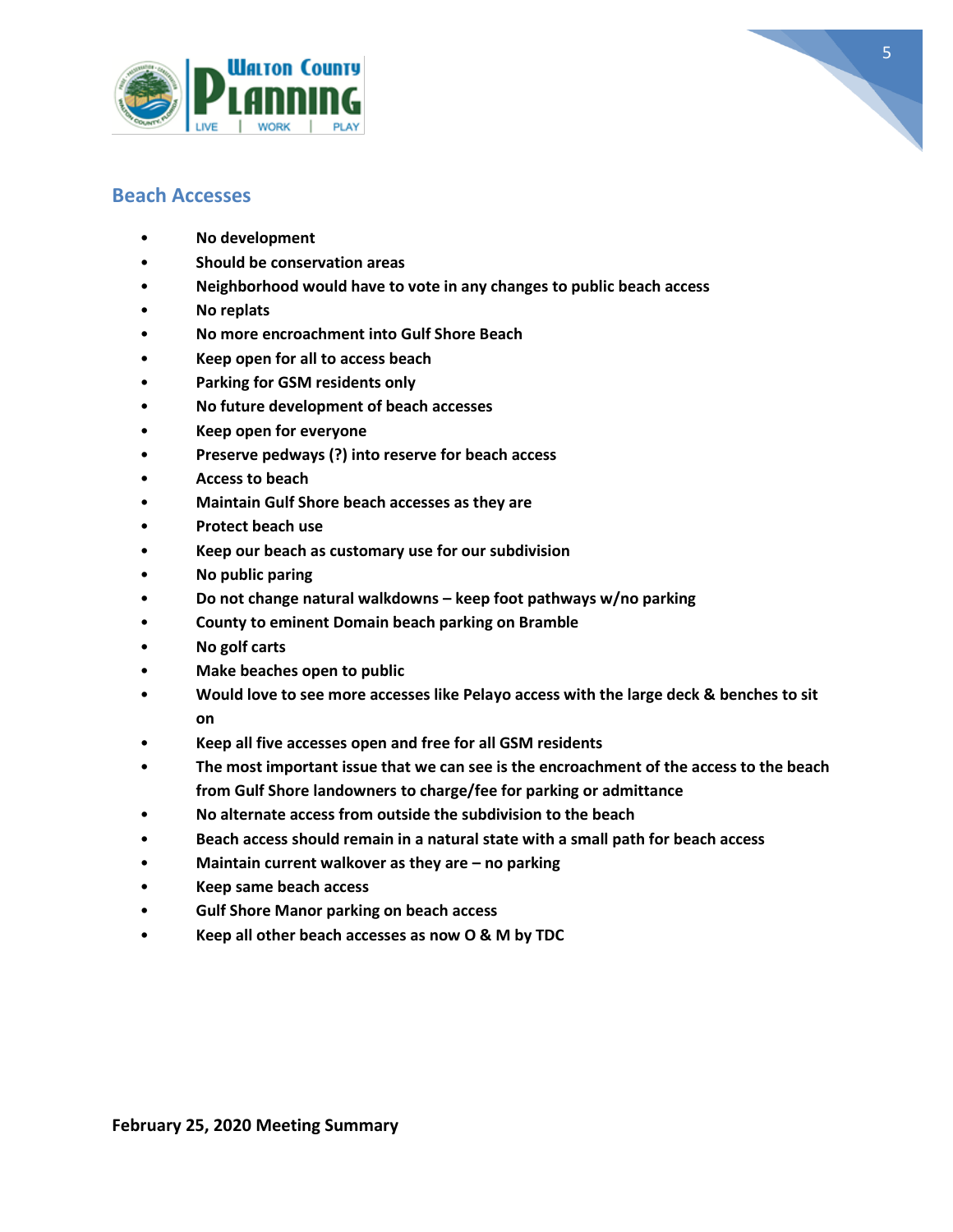## Beach Accesses

- **No development**
- **Should be conservation areas**
- **Neighborhood would have to vote in any changes to public beach access**
- **No replats**
- **No more encroachment into Gulf Shore Beach**
- **Keep open for all to access beach**
- **Parking for GSM residents only**
- **No future development of beach accesses**
- **Keep open for everyone**
- **Preserve pedways (?) into reserve for beach access**
- **Access to beach**
- **Maintain Gulf Shore beach accesses as they are**
- **Protect beach use**
- **Keep our beach as customary use for our subdivision**
- **No public paring**
- **Do not change natural walkdowns – keep foot pathways w/no parking**
- **County to eminent Domain beach parking on Bramble**
- **No golf carts**
- **Make beaches open to public**
- **Would love to see more accesses like Pelayo access with the large deck & benches to sit on**
- **Keep all five accesses open and free for all GSM residents**
- **The most important issue that we can see is the encroachment of the access to the beach from Gulf Shore landowners to charge/fee for parking or admittance**
- **No alternate access from outside the subdivision to the beach**
- **Beach access should remain in a natural state with a small path for beach access**
- **Maintain current walkover as they are – no parking**
- **Keep same beach access**
- **Gulf Shore Manor parking on beach access**
- **Keep all other beach accesses as now O & M by TDC**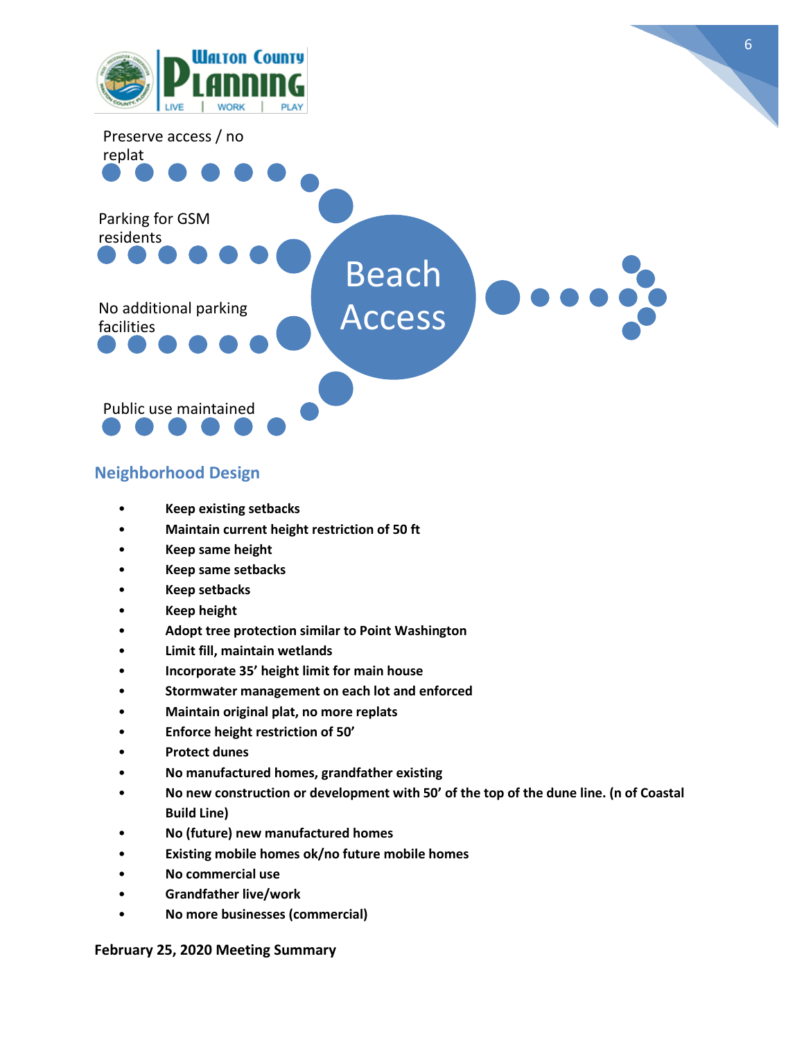Preserve access / no replat

Parking for GSM residents

No additional parking facilities

Public use maintained

Beach Access

## Neighborhood Design

- **Keep existing setbacks**
- **Maintain current height restriction of 50 ft**
- **Keep same height**
- **Keep same setbacks**
- **Keep setbacks**
- **Keep height**
- **Adopt tree protection similar to Point Washington**
- **Limit fill, maintain wetlands**
- **Incorporate 35' height limit for main house**
- **Stormwater management on each lot and enforced**
- **Maintain original plat, no more replats**
- **Enforce height restriction of 50'**
- **Protect dunes**
- **No manufactured homes, grandfather existing**
- **No new construction or development with 50' of the top of the dune line. (n of Coastal Build Line)**
- **No (future) new manufactured homes**
- **Existing mobile homes ok/no future mobile homes**
- **No commercial use**
- **Grandfather live/work**
- **No more businesses (commercial)**

**February 25, 2020 Meeting Summary**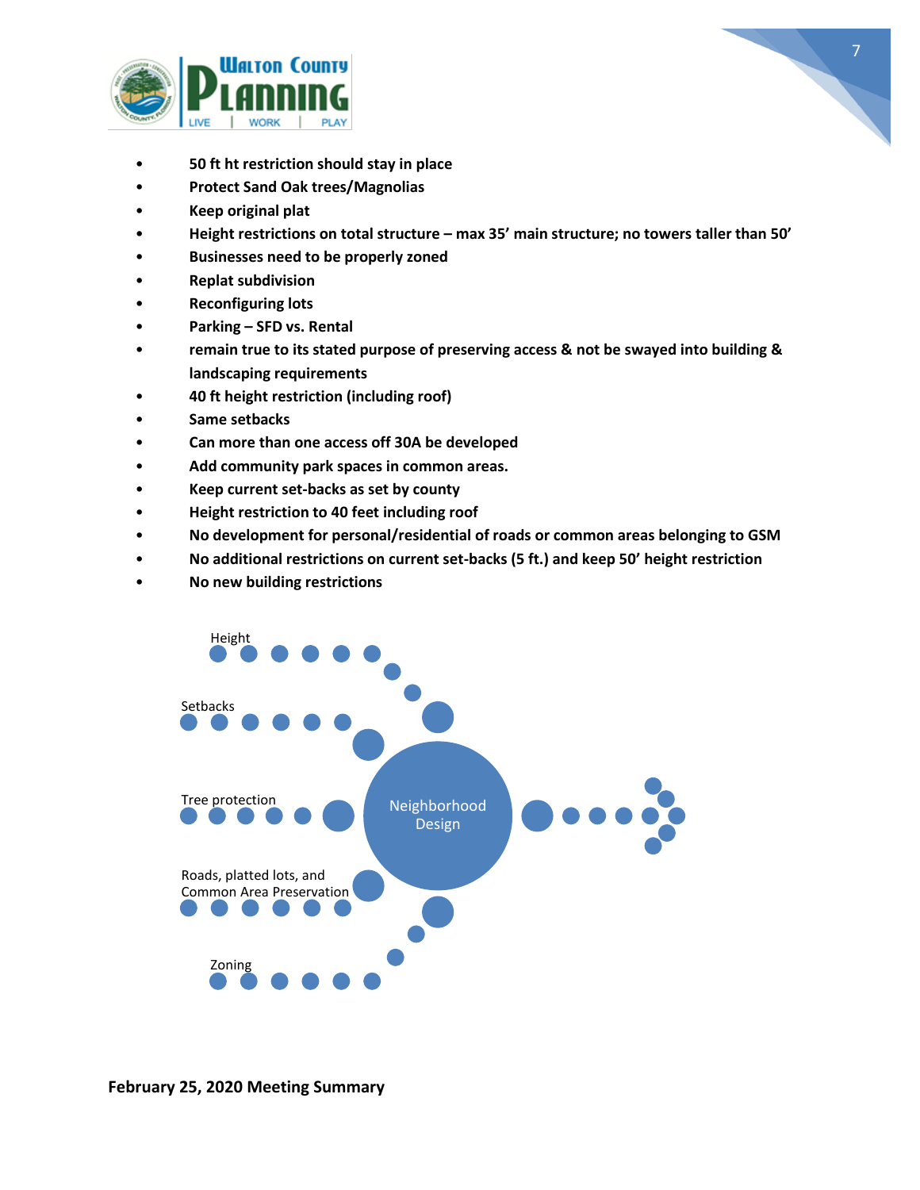- 50 ft ht restriction should stay in place
- Protect Sand Oak trees/Magnolias
- Keep original plat
- Height restrictions on total structure – max 35' main structure; no towers taller than 50'
- Businesses need to be properly zoned
- Replat subdivision
- Reconfiguring lots
- Parking – SFD vs. Rental
- remain true to its stated purpose of preserving access & not be swayed into building & landscaping requirements
- 40 ft height restriction (including roof)
- Same setbacks
- Can more than one access off 30A be developed
- Add community park spaces in common areas.
- Keep current set-backs as set by county
- Height restriction to 40 feet including roof
- No development for personal/residential of roads or common areas belonging to GSM
- No additional restrictions on current set-backs (5 ft.) and keep 50' height restriction
- No new building restrictions

Height

Setbacks

Tree protection

Roads, platted lots, and Common Area Preservation

Zoning

Neighborhood Design

**February 25, 2020 Meeting Summary**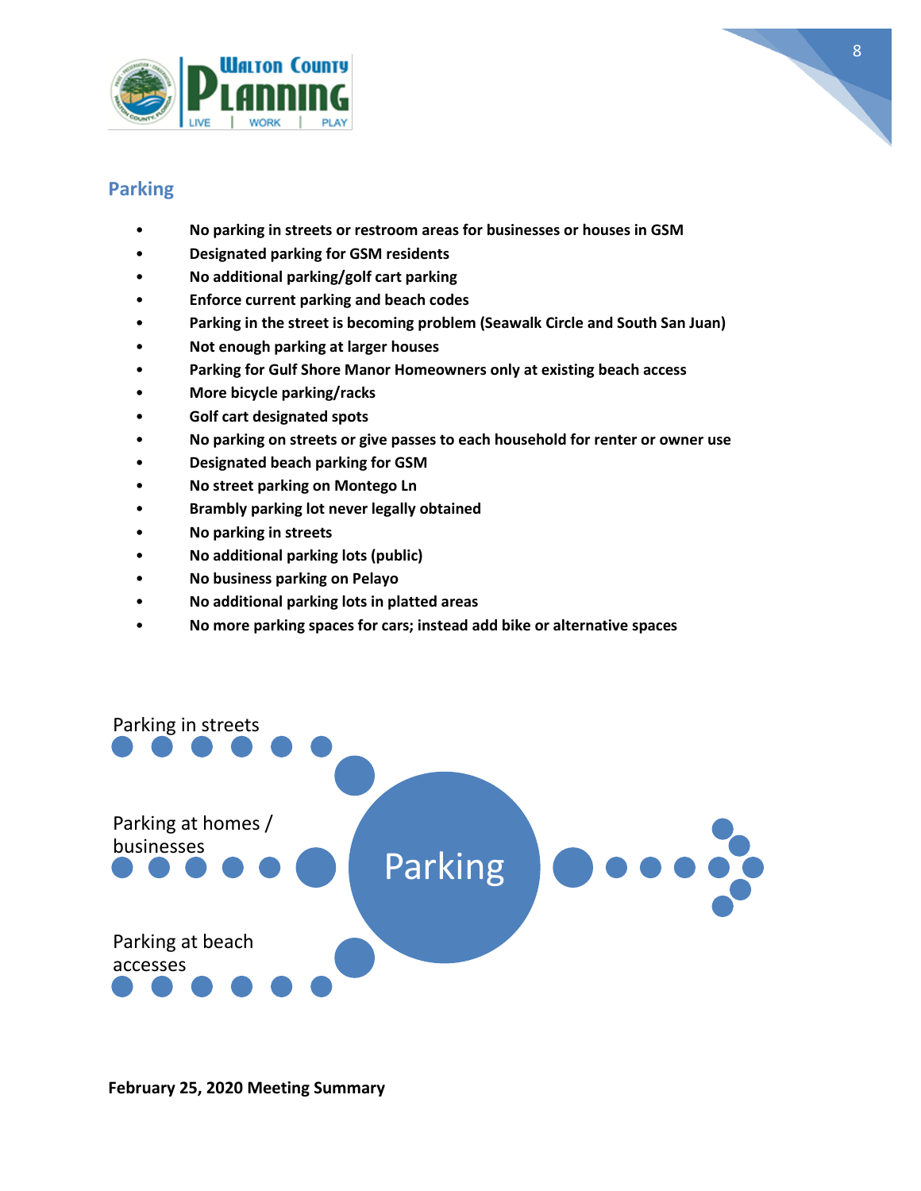## Parking

- **No parking in streets or restroom areas for businesses or houses in GSM**
- **Designated parking for GSM residents**
- **No additional parking/golf cart parking**
- **Enforce current parking and beach codes**
- **Parking in the street is becoming problem (Seawalk Circle and South San Juan)**
- **Not enough parking at larger houses**
- **Parking for Gulf Shore Manor Homeowners only at existing beach access**
- **More bicycle parking/racks**
- **Golf cart designated spots**
- **No parking on streets or give passes to each household for renter or owner use**
- **Designated beach parking for GSM**
- **No street parking on Montego Ln**
- **Brambly parking lot never legally obtained**
- **No parking in streets**
- **No additional parking lots (public)**
- **No business parking on Pelayo**
- **No additional parking lots in platted areas**
- **No more parking spaces for cars; instead add bike or alternative spaces**

Parking in streets

Parking at homes / businesses

Parking at beach accesses

Parking

**February 25, 2020 Meeting Summary**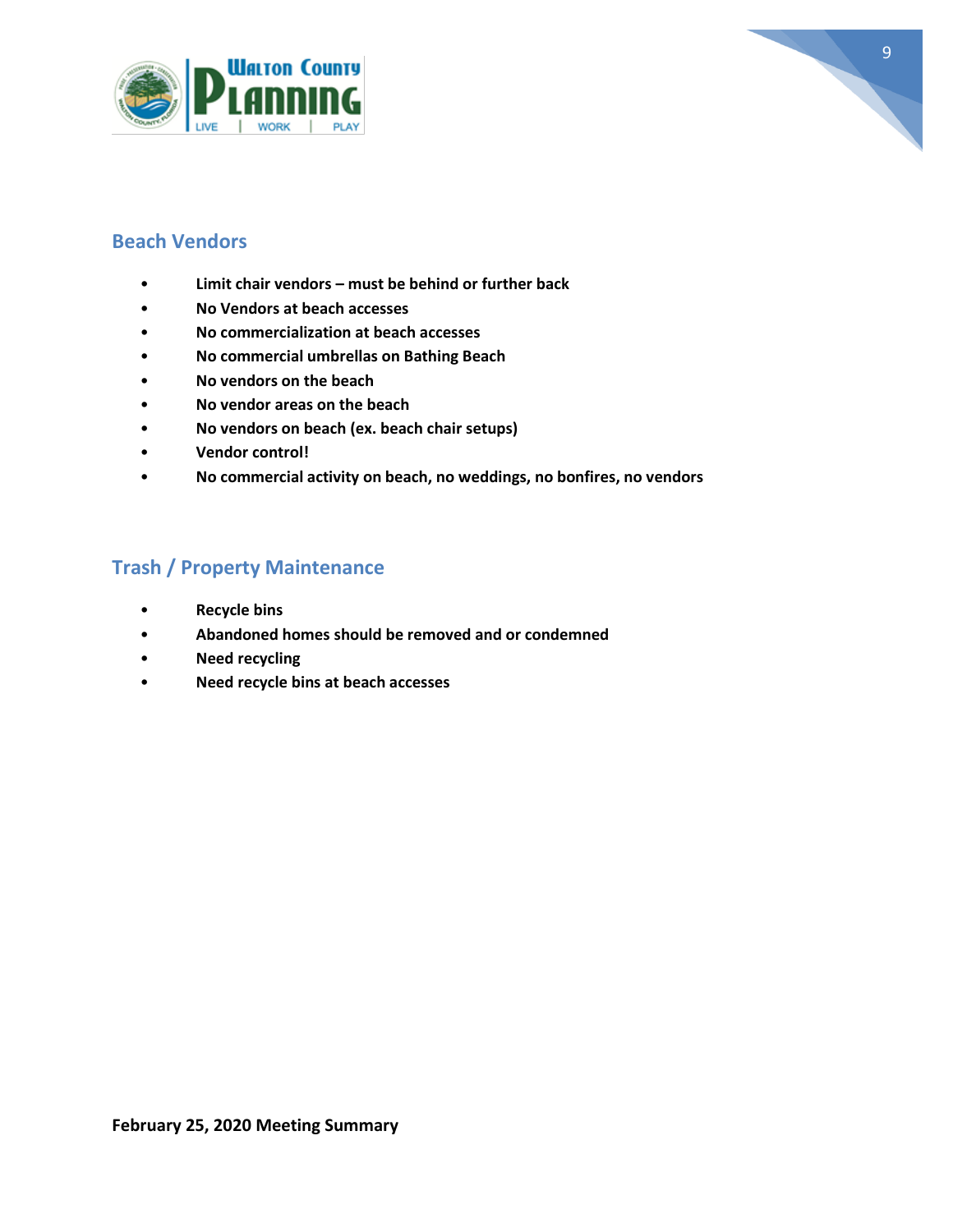## Beach Vendors

- **Limit chair vendors – must be behind or further back**
- **No Vendors at beach accesses**
- **No commercialization at beach accesses**
- **No commercial umbrellas on Bathing Beach**
- **No vendors on the beach**
- **No vendor areas on the beach**
- **No vendors on beach (ex. beach chair setups)**
- **Vendor control!**
- **No commercial activity on beach, no weddings, no bonfires, no vendors**

## Trash / Property Maintenance

- **Recycle bins**
- **Abandoned homes should be removed and or condemned**
- **Need recycling**
- **Need recycle bins at beach accesses**